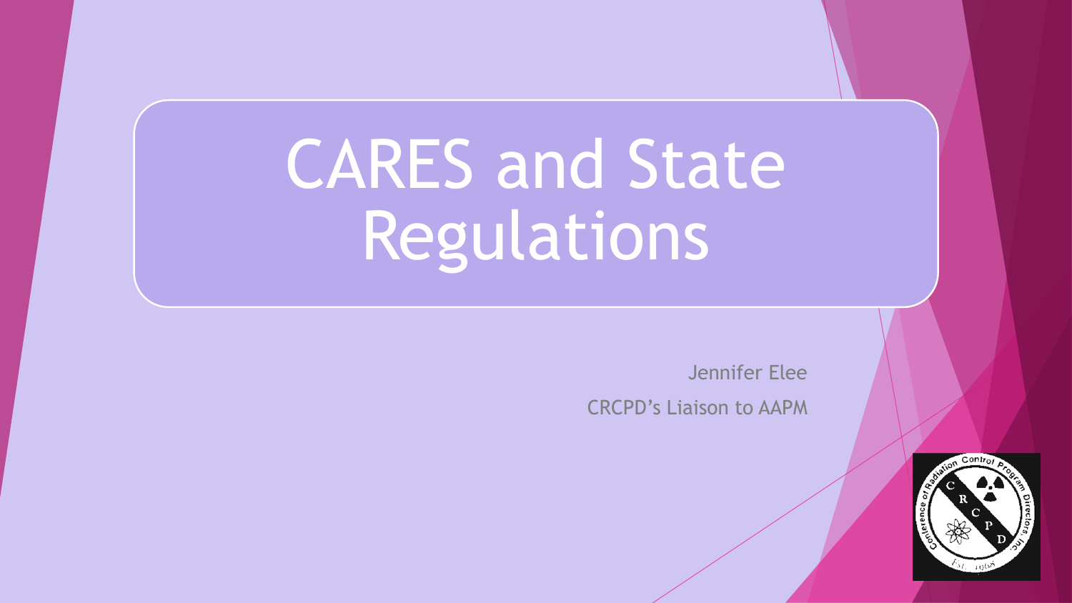# CARES and State Regulations

Jennifer Elee

CRCPD's Liaison to AAPM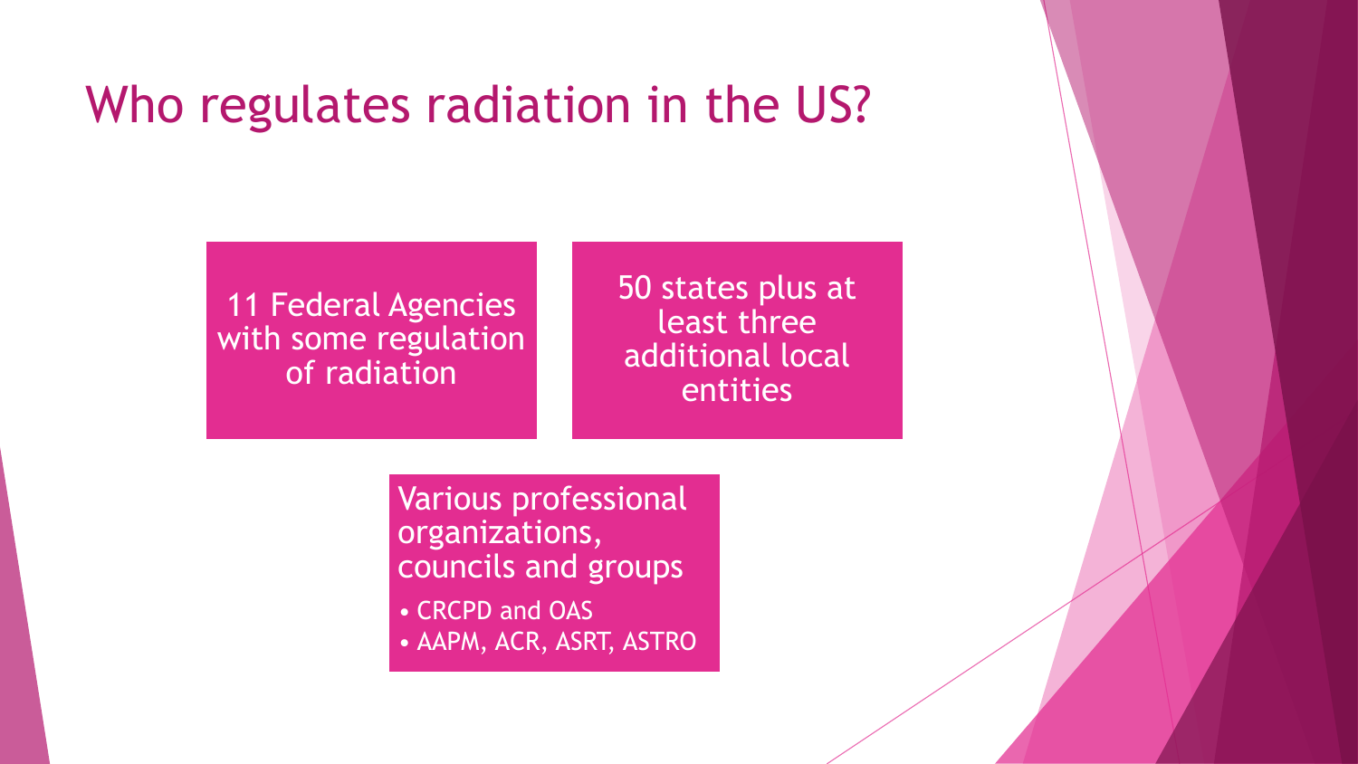# Who regulates radiation in the US?

11 Federal Agencies with some regulation of radiation

50 states plus at least three additional local entities

Various professional organizations, councils and groups

- CRCPD and OAS
- AAPM, ACR, ASRT, ASTRO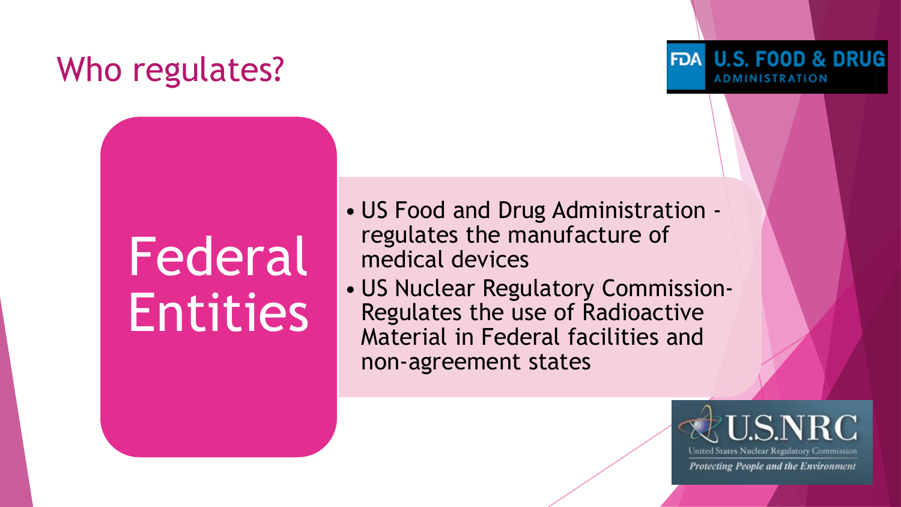# Who regulates?

## Federal Entities

- US Food and Drug Administration - regulates the manufacture of medical devices
- US Nuclear Regulatory Commission- Regulates the use of Radioactive Material in Federal facilities and non-agreement states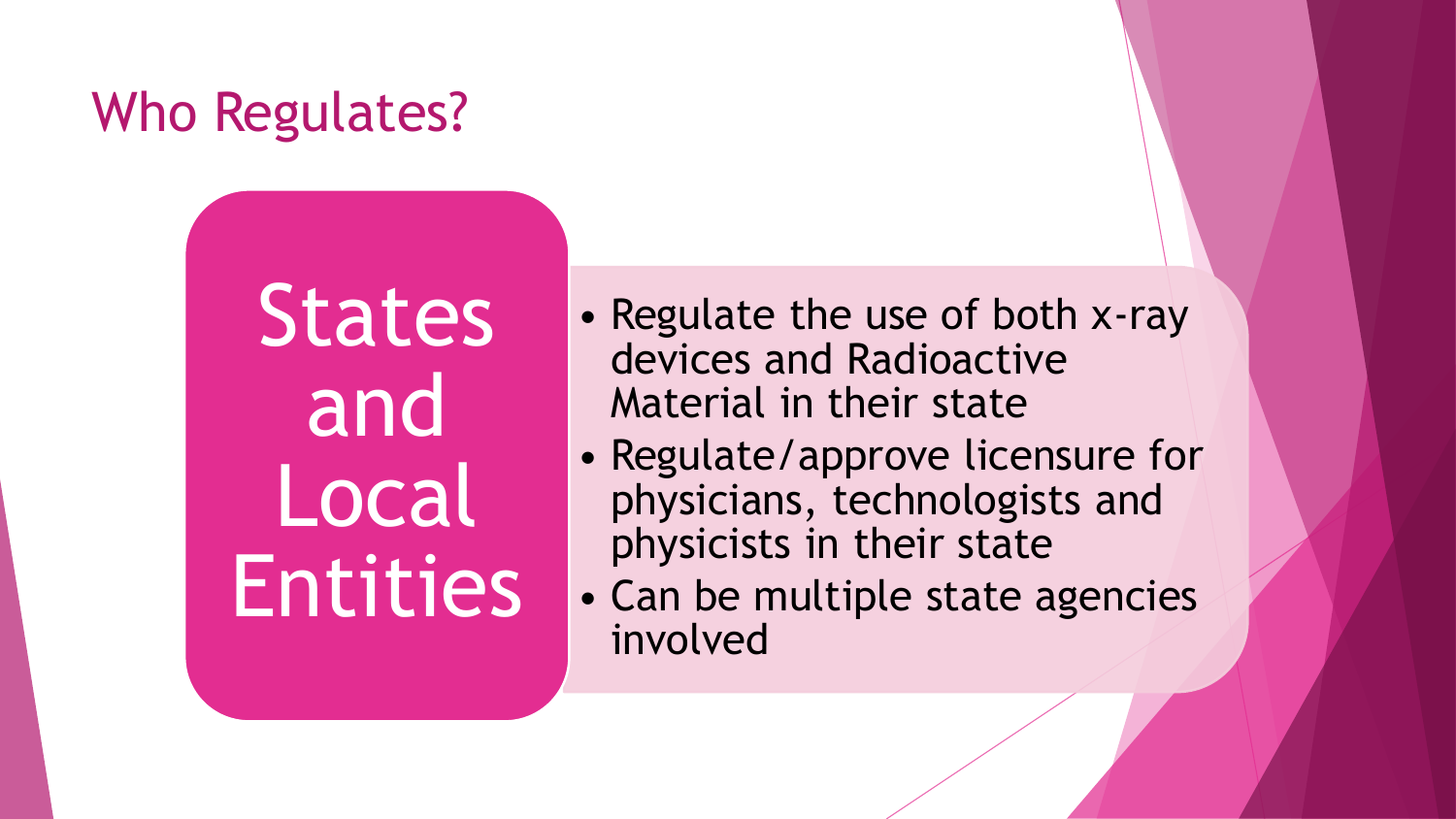# Who Regulates?

## States and Local Entities

- Regulate the use of both x-ray devices and Radioactive Material in their state
- Regulate/approve licensure for physicians, technologists and physicists in their state
- Can be multiple state agencies involved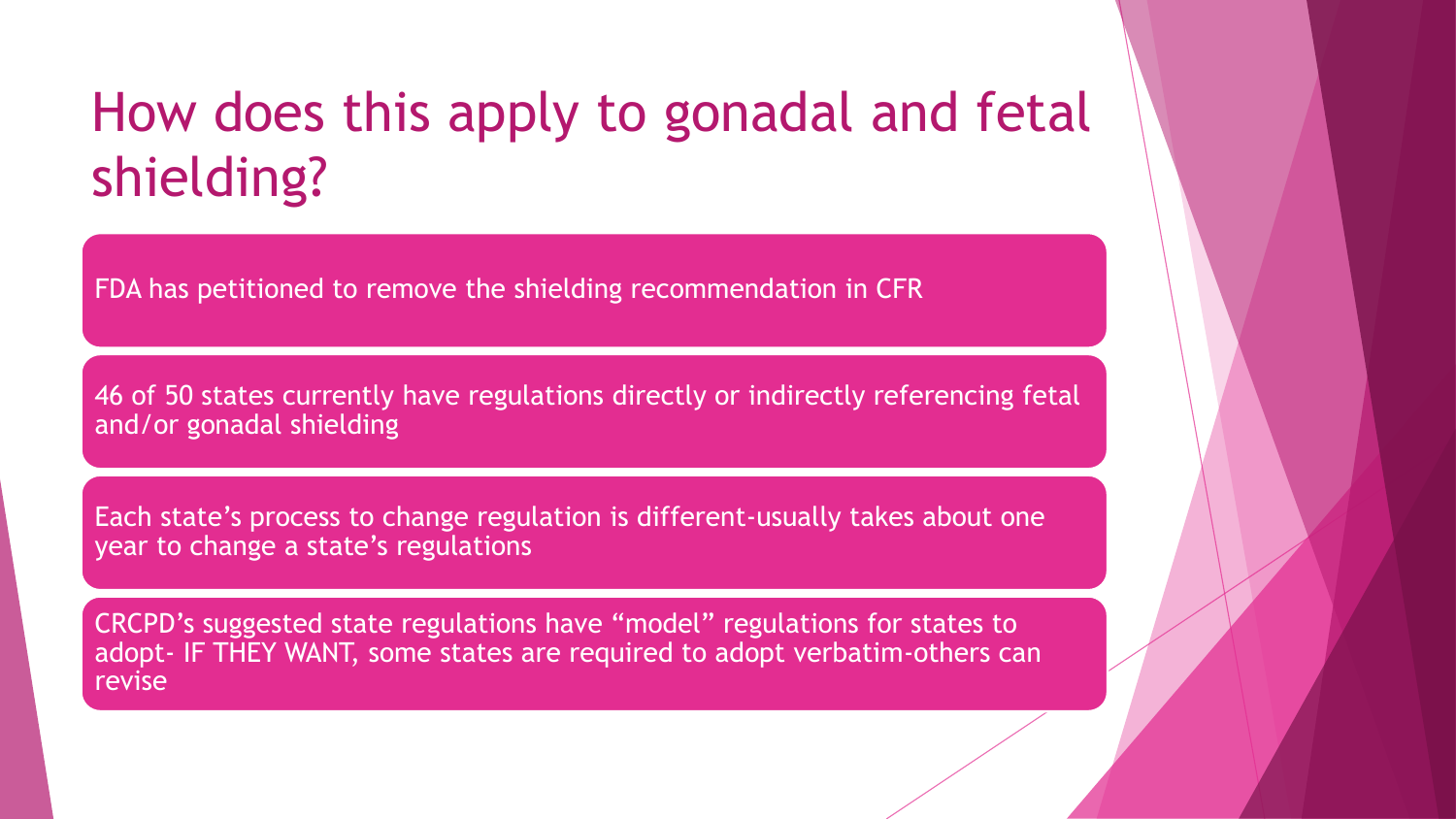# How does this apply to gonadal and fetal shielding?

- FDA has petitioned to remove the shielding recommendation in CFR
- 46 of 50 states currently have regulations directly or indirectly referencing fetal and/or gonadal shielding
- Each state's process to change regulation is different-usually takes about one year to change a state's regulations
- CRCPD's suggested state regulations have "model" regulations for states to adopt- IF THEY WANT, some states are required to adopt verbatim-others can revise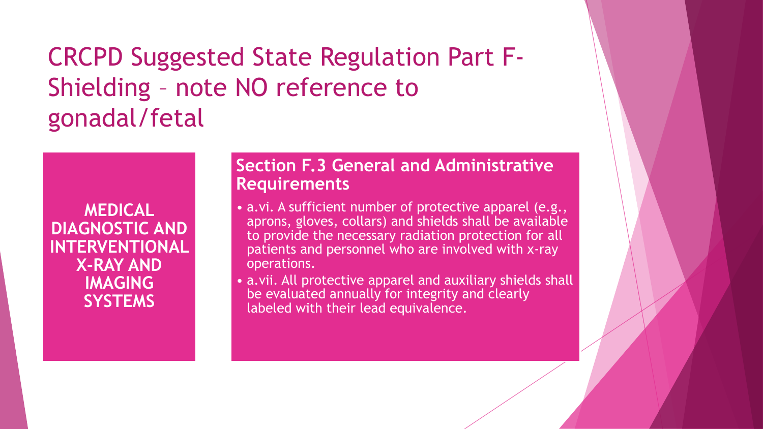# CRCPD Suggested State Regulation Part F- Shielding – note NO reference to gonadal/fetal

**MEDICAL DIAGNOSTIC AND INTERVENTIONAL X-RAY AND IMAGING SYSTEMS**

## Section F.3 General and Administrative Requirements

- a.vi. A sufficient number of protective apparel (e.g., aprons, gloves, collars) and shields shall be available to provide the necessary radiation protection for all patients and personnel who are involved with x-ray operations.
- a.vii. All protective apparel and auxiliary shields shall be evaluated annually for integrity and clearly labeled with their lead equivalence.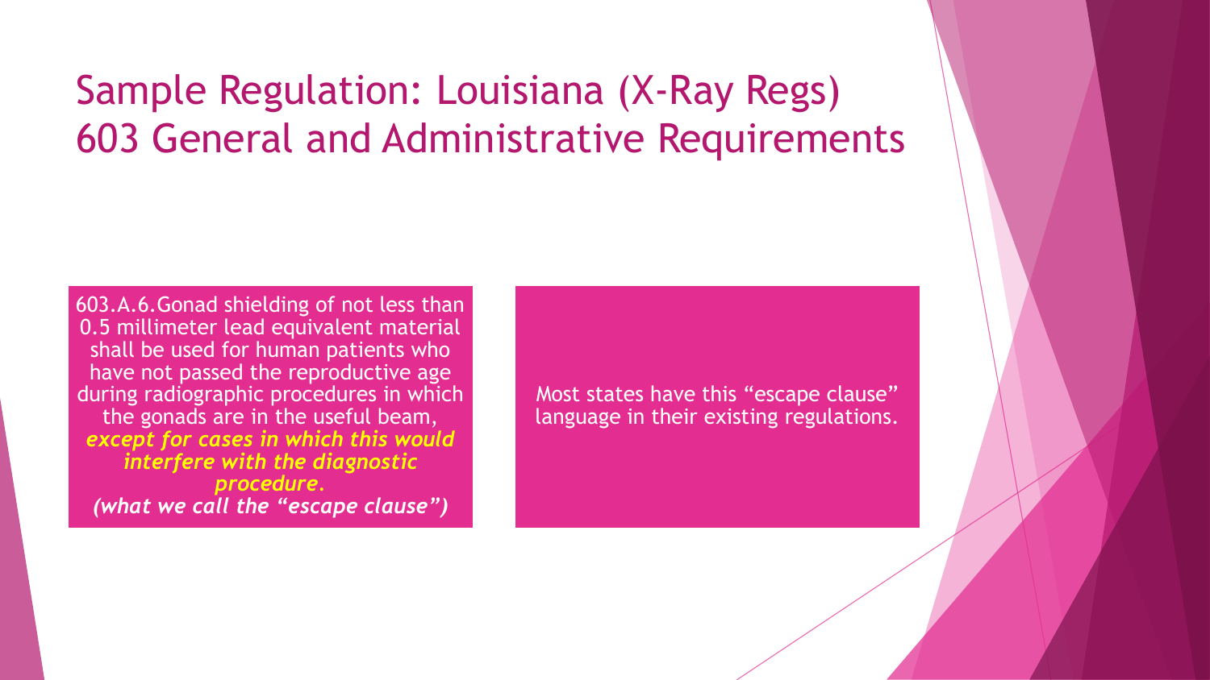# Sample Regulation: Louisiana (X-Ray Regs) 603 General and Administrative Requirements

603.A.6.Gonad shielding of not less than 0.5 millimeter lead equivalent material shall be used for human patients who have not passed the reproductive age during radiographic procedures in which the gonads are in the useful beam, ***except for cases in which this would interfere with the diagnostic procedure.***
***(what we call the "escape clause")***

Most states have this "escape clause" language in their existing regulations.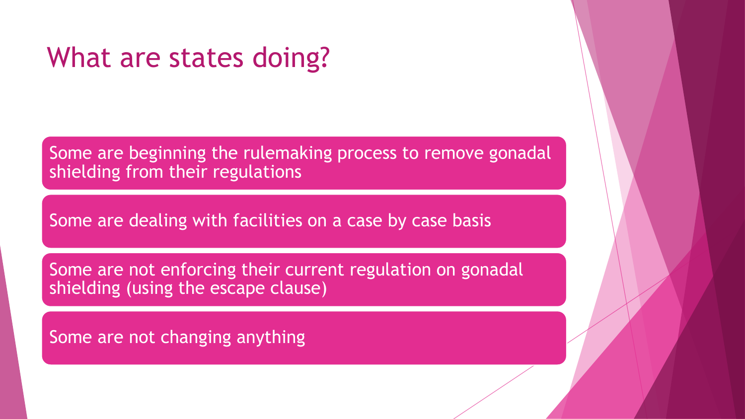# What are states doing?

- Some are beginning the rulemaking process to remove gonadal shielding from their regulations
- Some are dealing with facilities on a case by case basis
- Some are not enforcing their current regulation on gonadal shielding (using the escape clause)
- Some are not changing anything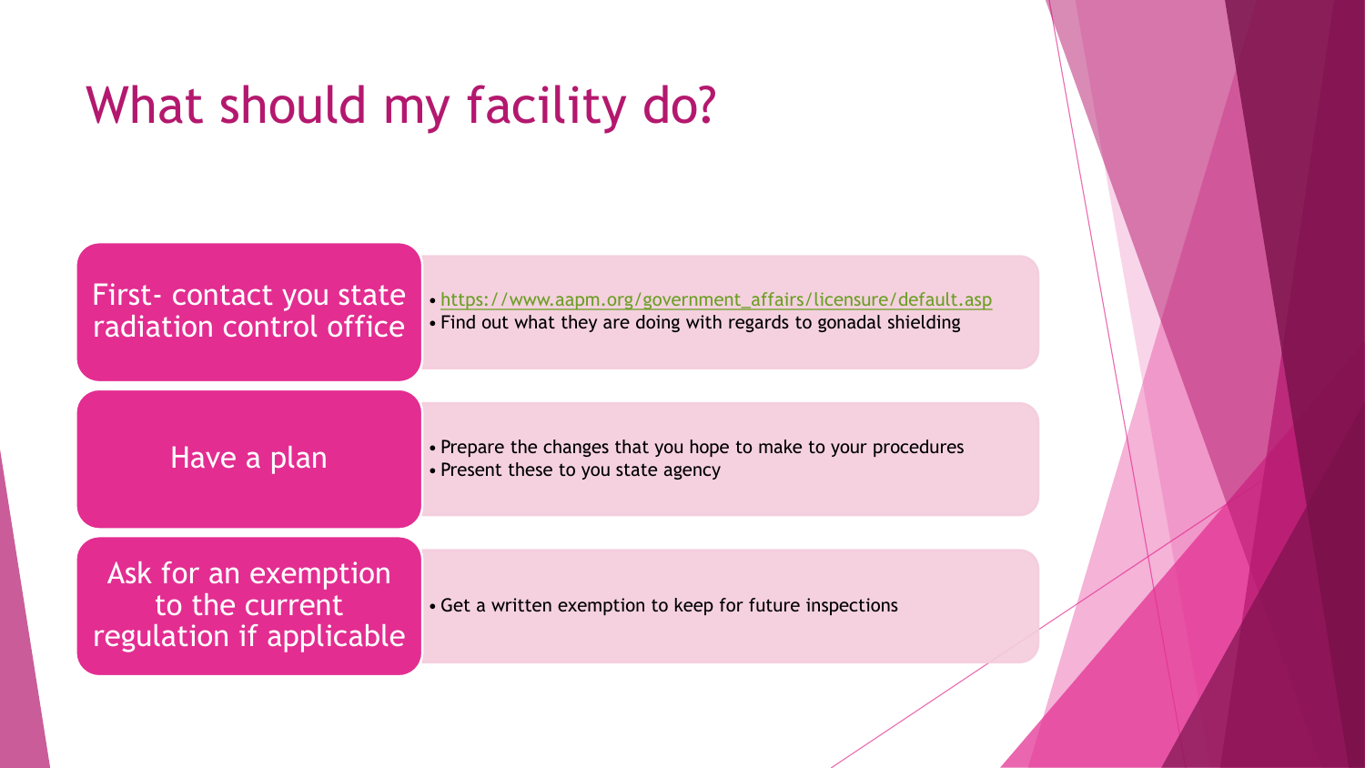# What should my facility do?

**First- contact you state radiation control office**

- https://www.aapm.org/government_affairs/licensure/default.asp
- Find out what they are doing with regards to gonadal shielding

**Have a plan**

- Prepare the changes that you hope to make to your procedures
- Present these to you state agency

**Ask for an exemption to the current regulation if applicable**

- Get a written exemption to keep for future inspections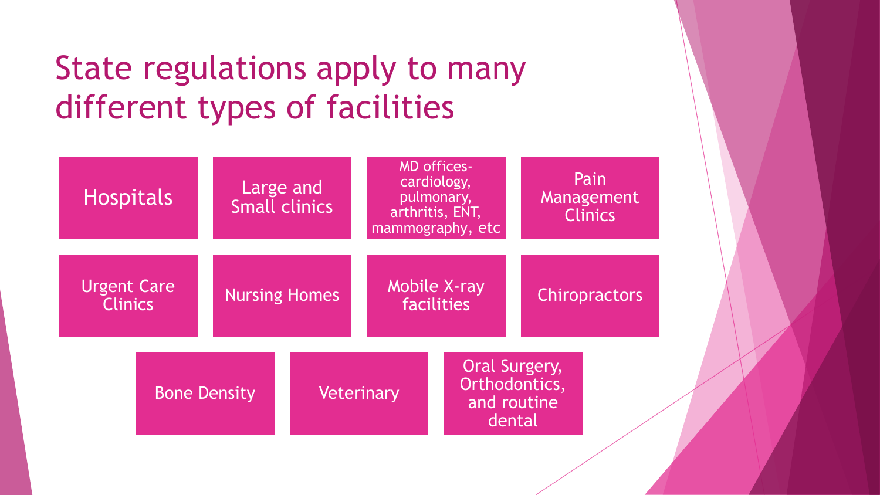# State regulations apply to many different types of facilities

- Hospitals
- Large and Small clinics
- MD offices- cardiology, pulmonary, arthritis, ENT, mammography, etc
- Pain Management Clinics
- Urgent Care Clinics
- Nursing Homes
- Mobile X-ray facilities
- Chiropractors
- Bone Density
- Veterinary
- Oral Surgery, Orthodontics, and routine dental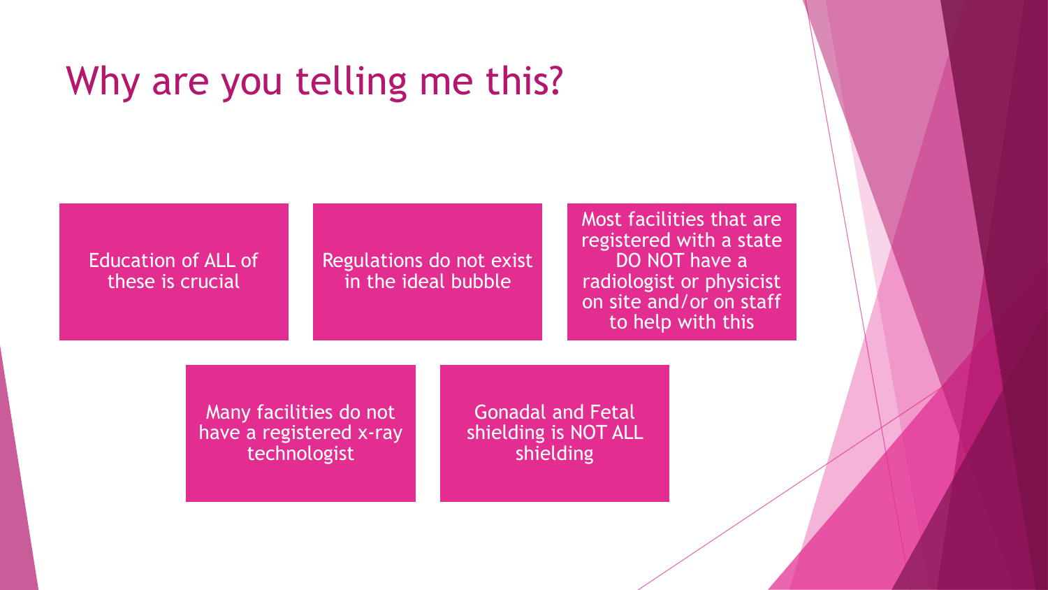# Why are you telling me this?

- Education of ALL of these is crucial
- Regulations do not exist in the ideal bubble
- Most facilities that are registered with a state DO NOT have a radiologist or physicist on site and/or on staff to help with this
- Many facilities do not have a registered x-ray technologist
- Gonadal and Fetal shielding is NOT ALL shielding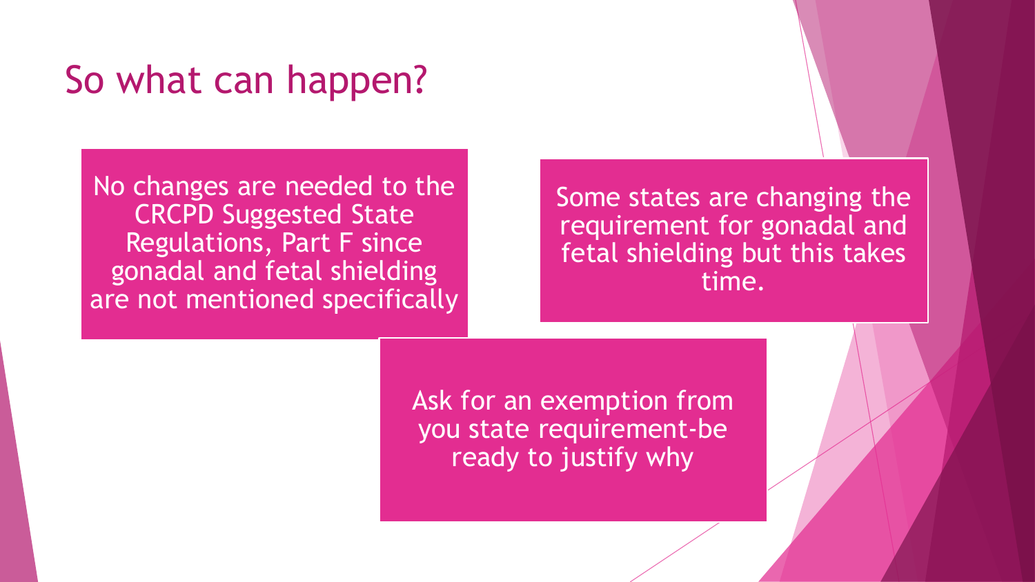# So what can happen?

No changes are needed to the CRCPD Suggested State Regulations, Part F since gonadal and fetal shielding are not mentioned specifically

Some states are changing the requirement for gonadal and fetal shielding but this takes time.

Ask for an exemption from you state requirement-be ready to justify why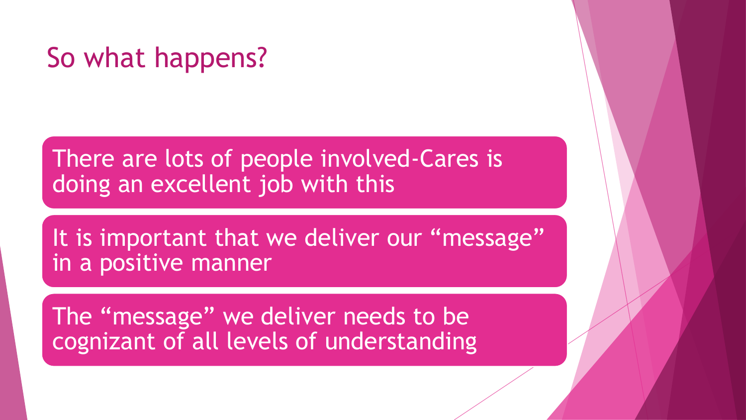# So what happens?

- There are lots of people involved-Cares is doing an excellent job with this
- It is important that we deliver our "message" in a positive manner
- The "message" we deliver needs to be cognizant of all levels of understanding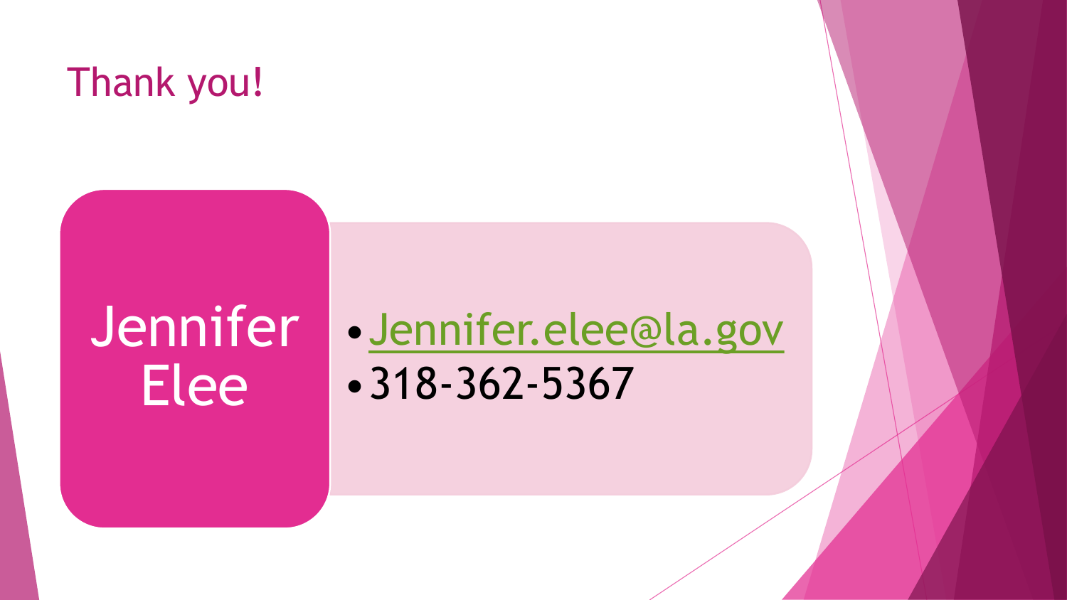# Thank you!

Jennifer Elee

- Jennifer.elee@la.gov
- 318-362-5367